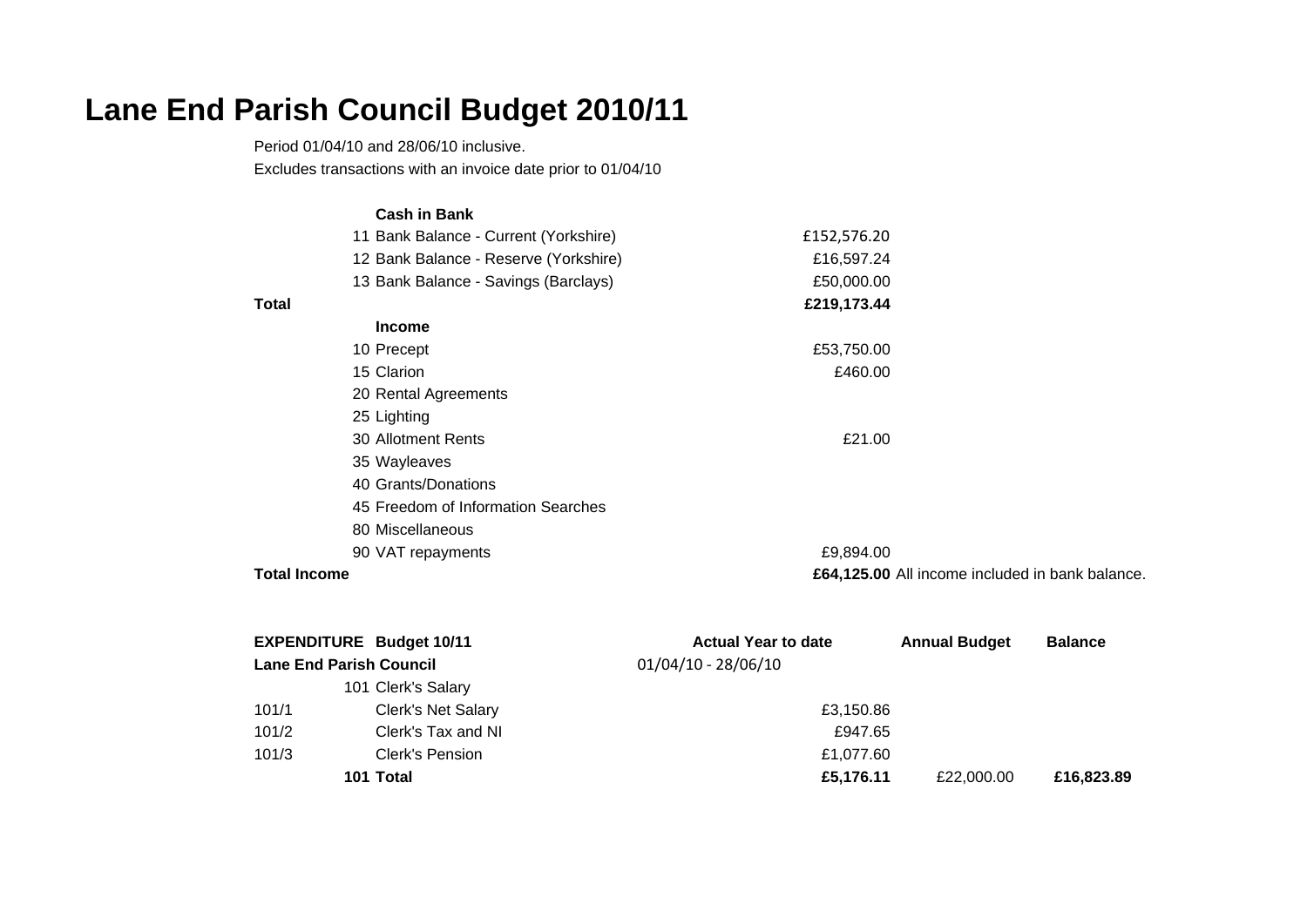# Lane End Parish Council Budget 2010/11

Period 01/04/10 and 28/06/10 inclusive.

Excludes transactions with an invoice date prior to 01/04/10

| | | | |
|---|---|---|---|
| | **Cash in Bank** | | |
| | 11 Bank Balance - Current (Yorkshire) | £152,576.20 | |
| | 12 Bank Balance - Reserve (Yorkshire) | £16,597.24 | |
| | 13 Bank Balance - Savings (Barclays) | £50,000.00 | |
| **Total** | | **£219,173.44** | |
| | **Income** | | |
| | 10 Precept | £53,750.00 | |
| | 15 Clarion | £460.00 | |
| | 20 Rental Agreements | | |
| | 25 Lighting | | |
| | 30 Allotment Rents | £21.00 | |
| | 35 Wayleaves | | |
| | 40 Grants/Donations | | |
| | 45 Freedom of Information Searches | | |
| | 80 Miscellaneous | | |
| | 90 VAT repayments | £9,894.00 | |
| **Total Income** | | **£64,125.00** | All income included in bank balance. |

| **EXPENDITURE** | **Budget 10/11** | **Actual Year to date** | **Annual Budget** | **Balance** |
|---|---|---|---|---|
| **Lane End Parish Council** | | 01/04/10 - 28/06/10 | | |
| | 101 Clerk's Salary | | | |
| 101/1 | Clerk's Net Salary | £3,150.86 | | |
| 101/2 | Clerk's Tax and NI | £947.65 | | |
| 101/3 | Clerk's Pension | £1,077.60 | | |
| | **101 Total** | **£5,176.11** | £22,000.00 | **£16,823.89** |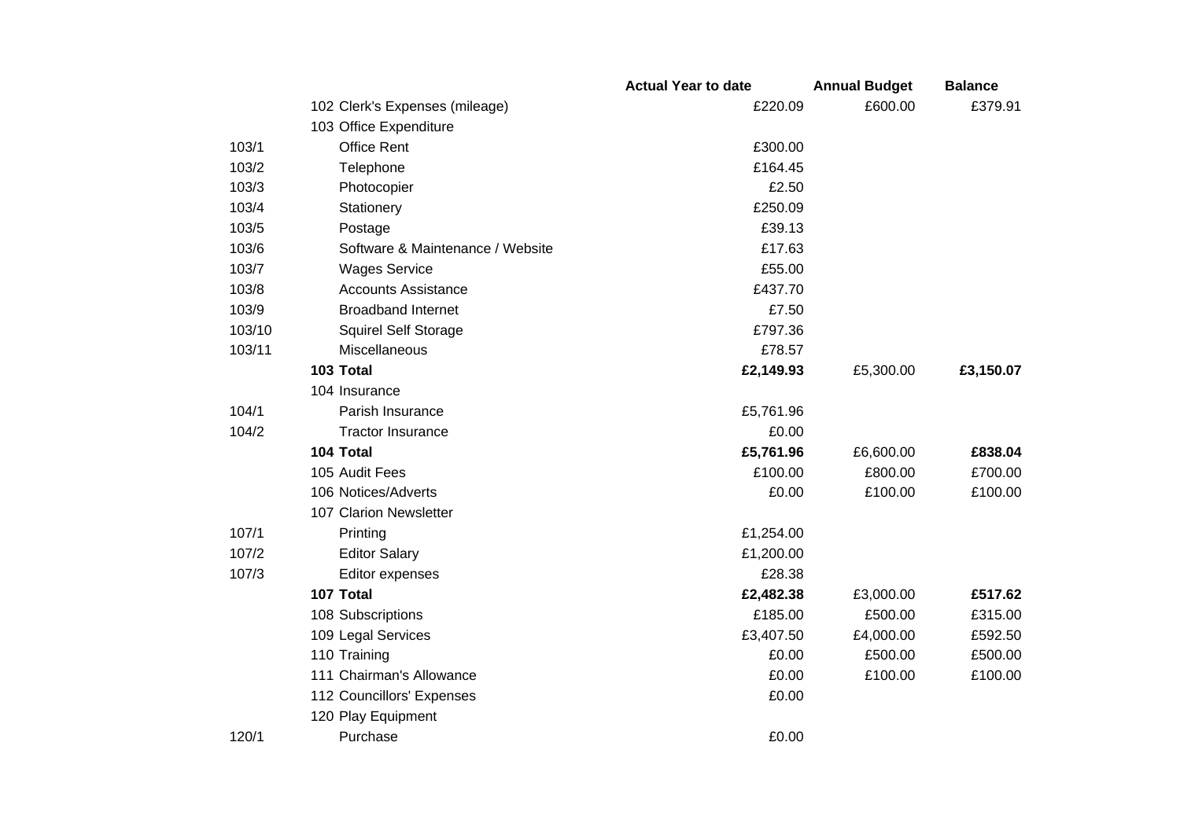| | | Actual Year to date | Annual Budget | Balance |
|---|---|---|---|---|
| | 102 Clerk's Expenses (mileage) | £220.09 | £600.00 | £379.91 |
| | 103 Office Expenditure | | | |
| 103/1 | Office Rent | £300.00 | | |
| 103/2 | Telephone | £164.45 | | |
| 103/3 | Photocopier | £2.50 | | |
| 103/4 | Stationery | £250.09 | | |
| 103/5 | Postage | £39.13 | | |
| 103/6 | Software & Maintenance / Website | £17.63 | | |
| 103/7 | Wages Service | £55.00 | | |
| 103/8 | Accounts Assistance | £437.70 | | |
| 103/9 | Broadband Internet | £7.50 | | |
| 103/10 | Squirel Self Storage | £797.36 | | |
| 103/11 | Miscellaneous | £78.57 | | |
| | **103 Total** | **£2,149.93** | £5,300.00 | **£3,150.07** |
| | 104 Insurance | | | |
| 104/1 | Parish Insurance | £5,761.96 | | |
| 104/2 | Tractor Insurance | £0.00 | | |
| | **104 Total** | **£5,761.96** | £6,600.00 | **£838.04** |
| | 105 Audit Fees | £100.00 | £800.00 | £700.00 |
| | 106 Notices/Adverts | £0.00 | £100.00 | £100.00 |
| | 107 Clarion Newsletter | | | |
| 107/1 | Printing | £1,254.00 | | |
| 107/2 | Editor Salary | £1,200.00 | | |
| 107/3 | Editor expenses | £28.38 | | |
| | **107 Total** | **£2,482.38** | £3,000.00 | **£517.62** |
| | 108 Subscriptions | £185.00 | £500.00 | £315.00 |
| | 109 Legal Services | £3,407.50 | £4,000.00 | £592.50 |
| | 110 Training | £0.00 | £500.00 | £500.00 |
| | 111 Chairman's Allowance | £0.00 | £100.00 | £100.00 |
| | 112 Councillors' Expenses | £0.00 | | |
| | 120 Play Equipment | | | |
| 120/1 | Purchase | £0.00 | | |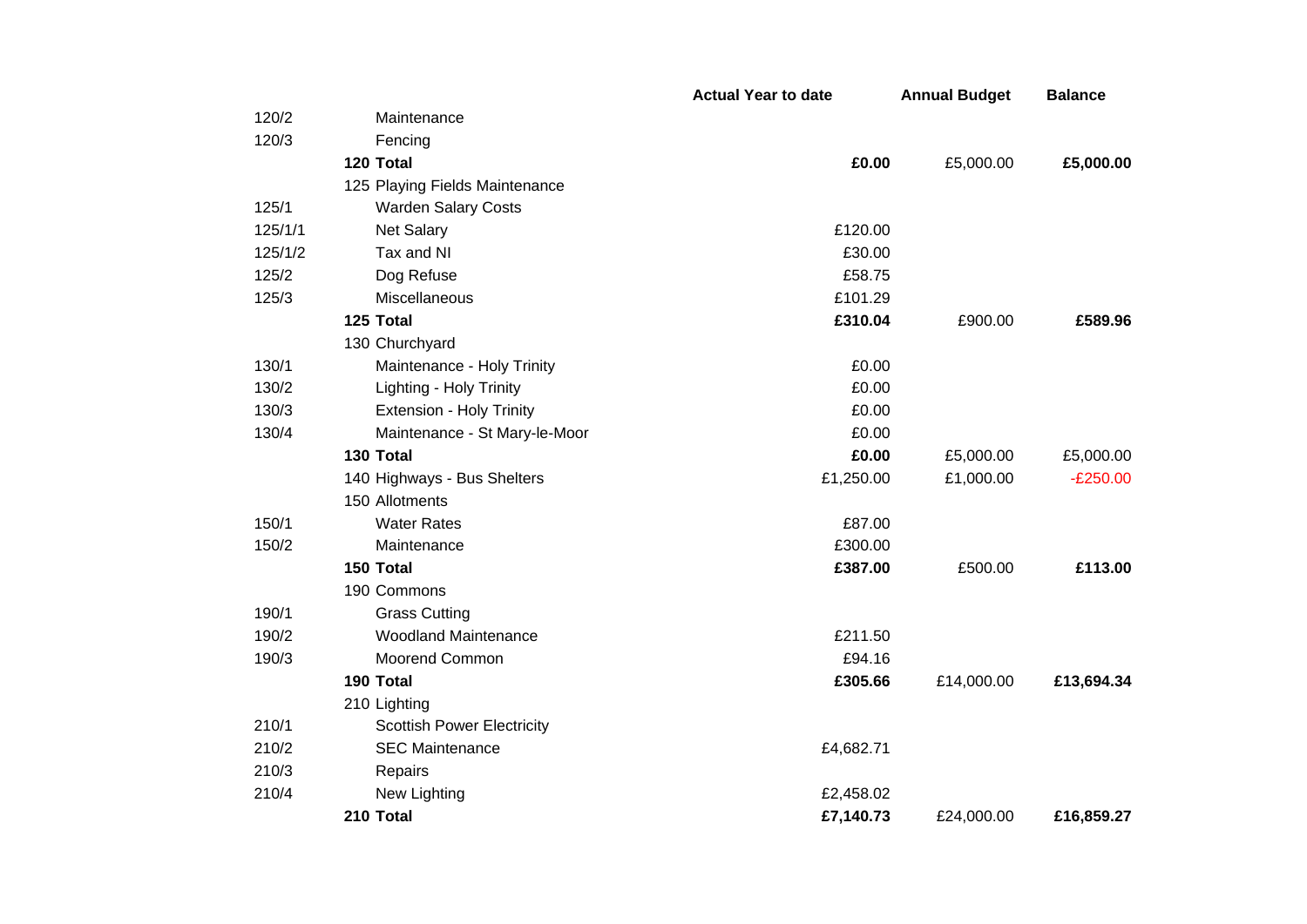| | | Actual Year to date | Annual Budget | Balance |
|---|---|---|---|---|
| 120/2 | Maintenance | | | |
| 120/3 | Fencing | | | |
| | **120 Total** | **£0.00** | £5,000.00 | **£5,000.00** |
| | 125 Playing Fields Maintenance | | | |
| 125/1 | Warden Salary Costs | | | |
| 125/1/1 | Net Salary | £120.00 | | |
| 125/1/2 | Tax and NI | £30.00 | | |
| 125/2 | Dog Refuse | £58.75 | | |
| 125/3 | Miscellaneous | £101.29 | | |
| | **125 Total** | **£310.04** | £900.00 | **£589.96** |
| | 130 Churchyard | | | |
| 130/1 | Maintenance - Holy Trinity | £0.00 | | |
| 130/2 | Lighting - Holy Trinity | £0.00 | | |
| 130/3 | Extension - Holy Trinity | £0.00 | | |
| 130/4 | Maintenance - St Mary-le-Moor | £0.00 | | |
| | **130 Total** | **£0.00** | £5,000.00 | £5,000.00 |
| | 140 Highways - Bus Shelters | £1,250.00 | £1,000.00 | -£250.00 |
| | 150 Allotments | | | |
| 150/1 | Water Rates | £87.00 | | |
| 150/2 | Maintenance | £300.00 | | |
| | **150 Total** | **£387.00** | £500.00 | **£113.00** |
| | 190 Commons | | | |
| 190/1 | Grass Cutting | | | |
| 190/2 | Woodland Maintenance | £211.50 | | |
| 190/3 | Moorend Common | £94.16 | | |
| | **190 Total** | **£305.66** | £14,000.00 | **£13,694.34** |
| | 210 Lighting | | | |
| 210/1 | Scottish Power Electricity | | | |
| 210/2 | SEC Maintenance | £4,682.71 | | |
| 210/3 | Repairs | | | |
| 210/4 | New Lighting | £2,458.02 | | |
| | **210 Total** | **£7,140.73** | £24,000.00 | **£16,859.27** |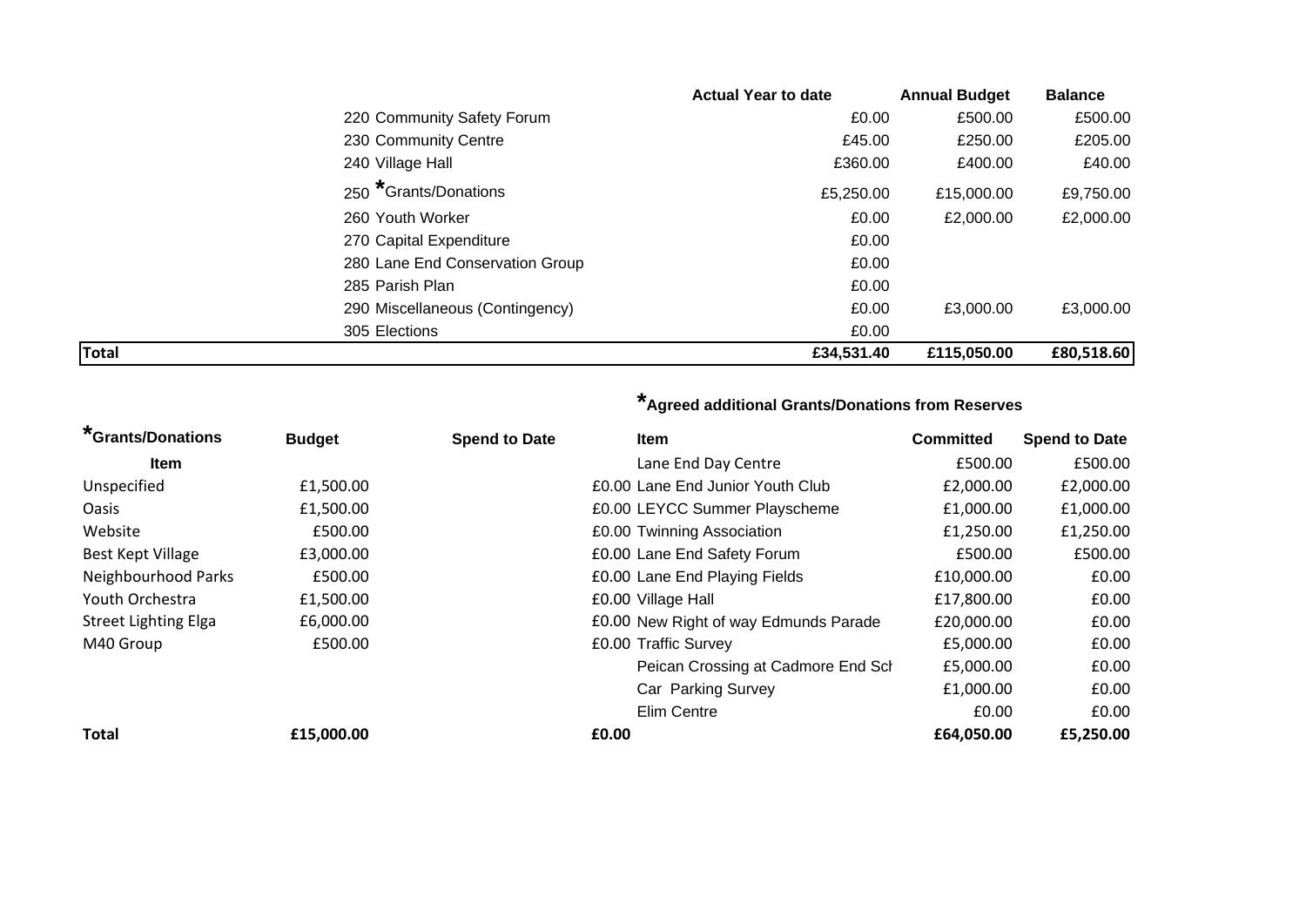| | | Actual Year to date | Annual Budget | Balance |
|---|---|---|---|---|
| | 220 Community Safety Forum | £0.00 | £500.00 | £500.00 |
| | 230 Community Centre | £45.00 | £250.00 | £205.00 |
| | 240 Village Hall | £360.00 | £400.00 | £40.00 |
| | 250 *Grants/Donations | £5,250.00 | £15,000.00 | £9,750.00 |
| | 260 Youth Worker | £0.00 | £2,000.00 | £2,000.00 |
| | 270 Capital Expenditure | £0.00 | | |
| | 280 Lane End Conservation Group | £0.00 | | |
| | 285 Parish Plan | £0.00 | | |
| | 290 Miscellaneous (Contingency) | £0.00 | £3,000.00 | £3,000.00 |
| | 305 Elections | £0.00 | | |
| **Total** | | **£34,531.40** | **£115,050.00** | **£80,518.60** |

**\*Grants/Donations**

| Item | Budget | Spend to Date |
|---|---|---|
| Unspecified | £1,500.00 | £0.00 |
| Oasis | £1,500.00 | £0.00 |
| Website | £500.00 | £0.00 |
| Best Kept Village | £3,000.00 | £0.00 |
| Neighbourhood Parks | £500.00 | £0.00 |
| Youth Orchestra | £1,500.00 | £0.00 |
| Street Lighting Elga | £6,000.00 | £0.00 |
| M40 Group | £500.00 | £0.00 |
| **Total** | **£15,000.00** | **£0.00** |

**\*Agreed additional Grants/Donations from Reserves**

| Item | Committed | Spend to Date |
|---|---|---|
| Lane End Day Centre | £500.00 | £500.00 |
| Lane End Junior Youth Club | £2,000.00 | £2,000.00 |
| LEYCC Summer Playscheme | £1,000.00 | £1,000.00 |
| Twinning Association | £1,250.00 | £1,250.00 |
| Lane End Safety Forum | £500.00 | £500.00 |
| Lane End Playing Fields | £10,000.00 | £0.00 |
| Village Hall | £17,800.00 | £0.00 |
| New Right of way Edmunds Parade | £20,000.00 | £0.00 |
| Traffic Survey | £5,000.00 | £0.00 |
| Peican Crossing at Cadmore End Sch | £5,000.00 | £0.00 |
| Car Parking Survey | £1,000.00 | £0.00 |
| Elim Centre | £0.00 | £0.00 |
| | **£64,050.00** | **£5,250.00** |